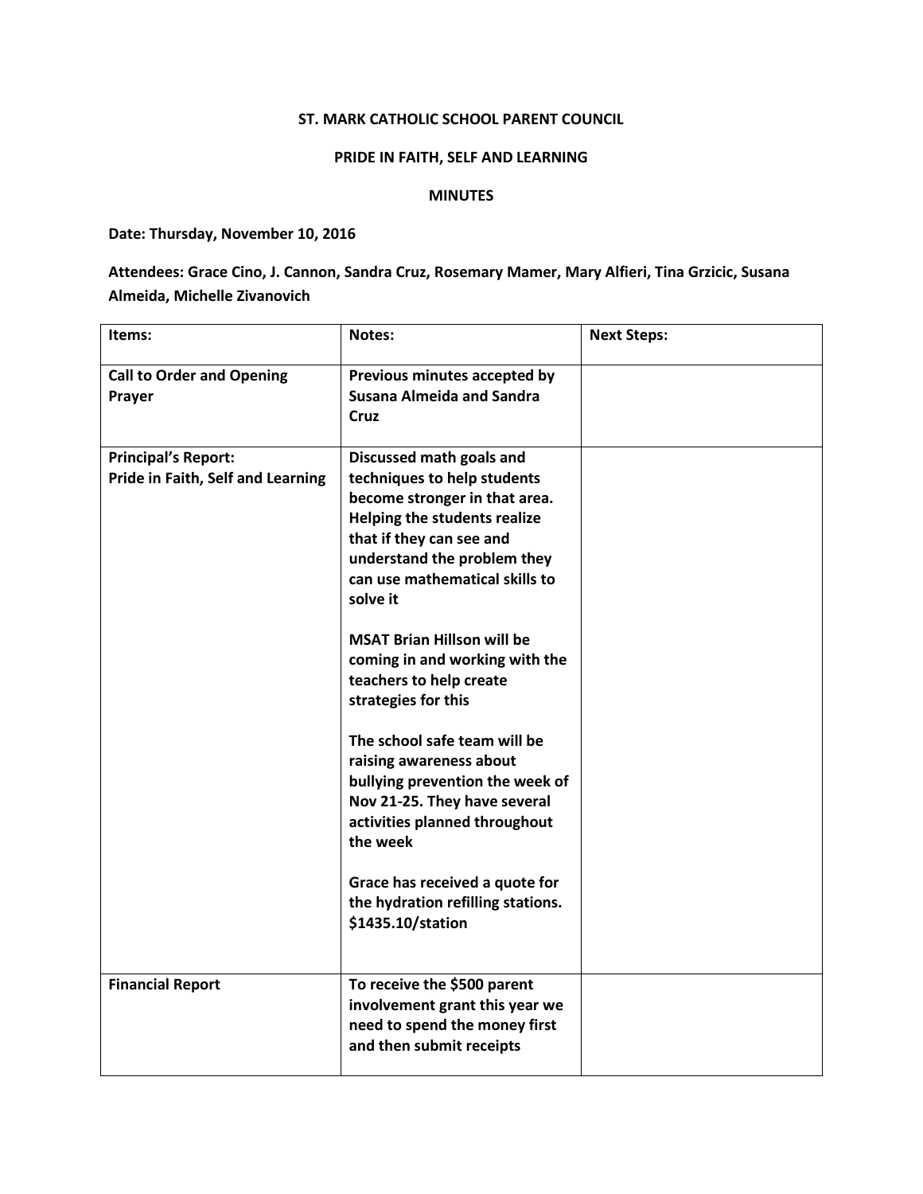**ST. MARK CATHOLIC SCHOOL PARENT COUNCIL**

**PRIDE IN FAITH, SELF AND LEARNING**

**MINUTES**

**Date: Thursday, November 10, 2016**

**Attendees: Grace Cino, J. Cannon, Sandra Cruz, Rosemary Mamer, Mary Alfieri, Tina Grzicic, Susana Almeida, Michelle Zivanovich**

| Items: | Notes: | Next Steps: |
|---|---|---|
| Call to Order and Opening Prayer | Previous minutes accepted by Susana Almeida and Sandra Cruz | |
| Principal's Report: Pride in Faith, Self and Learning | Discussed math goals and techniques to help students become stronger in that area. Helping the students realize that if they can see and understand the problem they can use mathematical skills to solve it<br><br>MSAT Brian Hillson will be coming in and working with the teachers to help create strategies for this<br><br>The school safe team will be raising awareness about bullying prevention the week of Nov 21-25. They have several activities planned throughout the week<br><br>Grace has received a quote for the hydration refilling stations. $1435.10/station | |
| Financial Report | To receive the $500 parent involvement grant this year we need to spend the money first and then submit receipts | |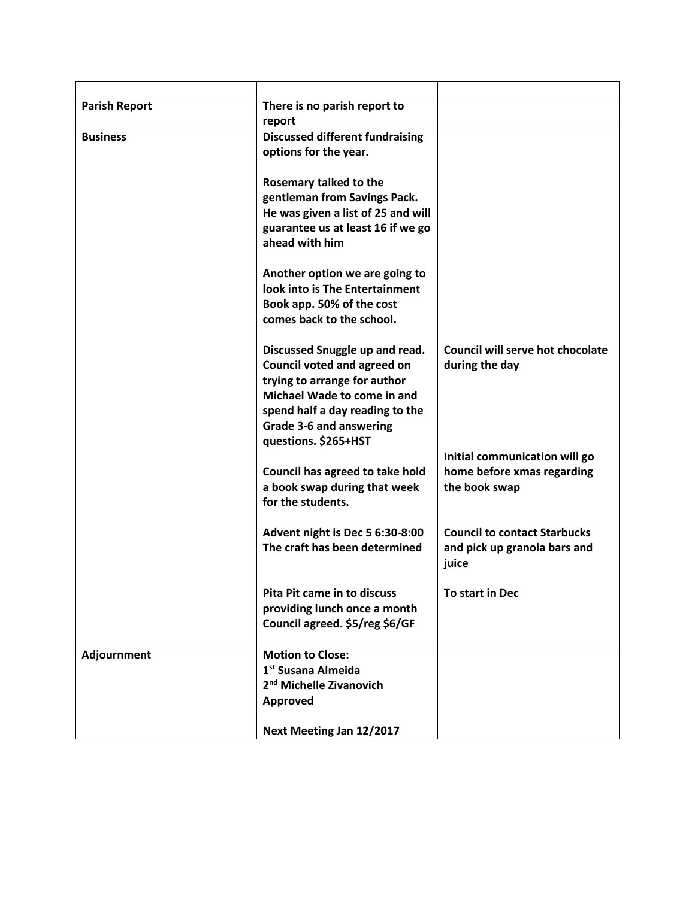| | | |
|---|---|---|
| **Parish Report** | **There is no parish report to report** | |
| **Business** | **Discussed different fundraising options for the year.**<br><br>**Rosemary talked to the gentleman from Savings Pack. He was given a list of 25 and will guarantee us at least 16 if we go ahead with him**<br><br>**Another option we are going to look into is The Entertainment Book app. 50% of the cost comes back to the school.** | |
| | **Discussed Snuggle up and read. Council voted and agreed on trying to arrange for author Michael Wade to come in and spend half a day reading to the Grade 3-6 and answering questions. $265+HST** | **Council will serve hot chocolate during the day** |
| | **Council has agreed to take hold a book swap during that week for the students.** | **Initial communication will go home before xmas regarding the book swap** |
| | **Advent night is Dec 5 6:30-8:00 The craft has been determined** | **Council to contact Starbucks and pick up granola bars and juice** |
| | **Pita Pit came in to discuss providing lunch once a month Council agreed. $5/reg $6/GF** | **To start in Dec** |
| **Adjournment** | **Motion to Close:**<br>**1st Susana Almeida**<br>**2nd Michelle Zivanovich**<br>**Approved**<br><br>**Next Meeting Jan 12/2017** | |